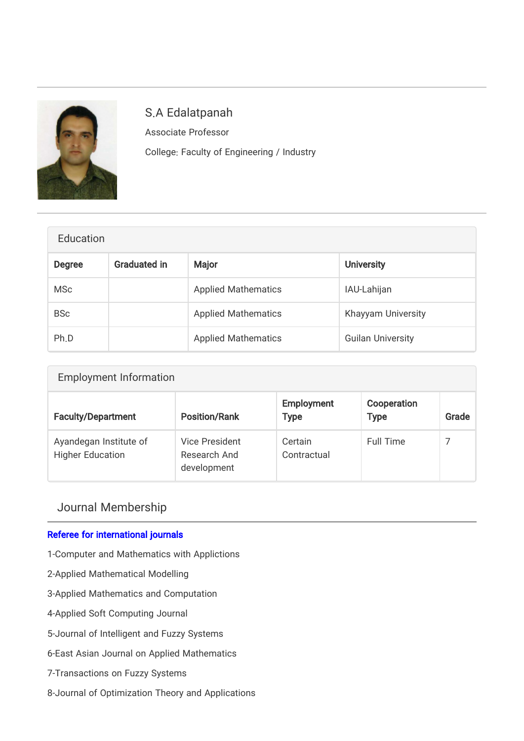# S.A Edalatpanah

Associate Professor

College: Faculty of Engineering / Industry

## Education

| Degree | Graduated in | Major | University |
|---|---|---|---|
| MSc | | Applied Mathematics | IAU-Lahijan |
| BSc | | Applied Mathematics | Khayyam University |
| Ph.D | | Applied Mathematics | Guilan University |

## Employment Information

| Faculty/Department | Position/Rank | Employment Type | Cooperation Type | Grade |
|---|---|---|---|---|
| Ayandegan Institute of Higher Education | Vice President Research And development | Certain Contractual | Full Time | 7 |

## Journal Membership

**Referee for international journals**

1-Computer and Mathematics with Applictions

2-Applied Mathematical Modelling

3-Applied Mathematics and Computation

4-Applied Soft Computing Journal

5-Journal of Intelligent and Fuzzy Systems

6-East Asian Journal on Applied Mathematics

7-Transactions on Fuzzy Systems

8-Journal of Optimization Theory and Applications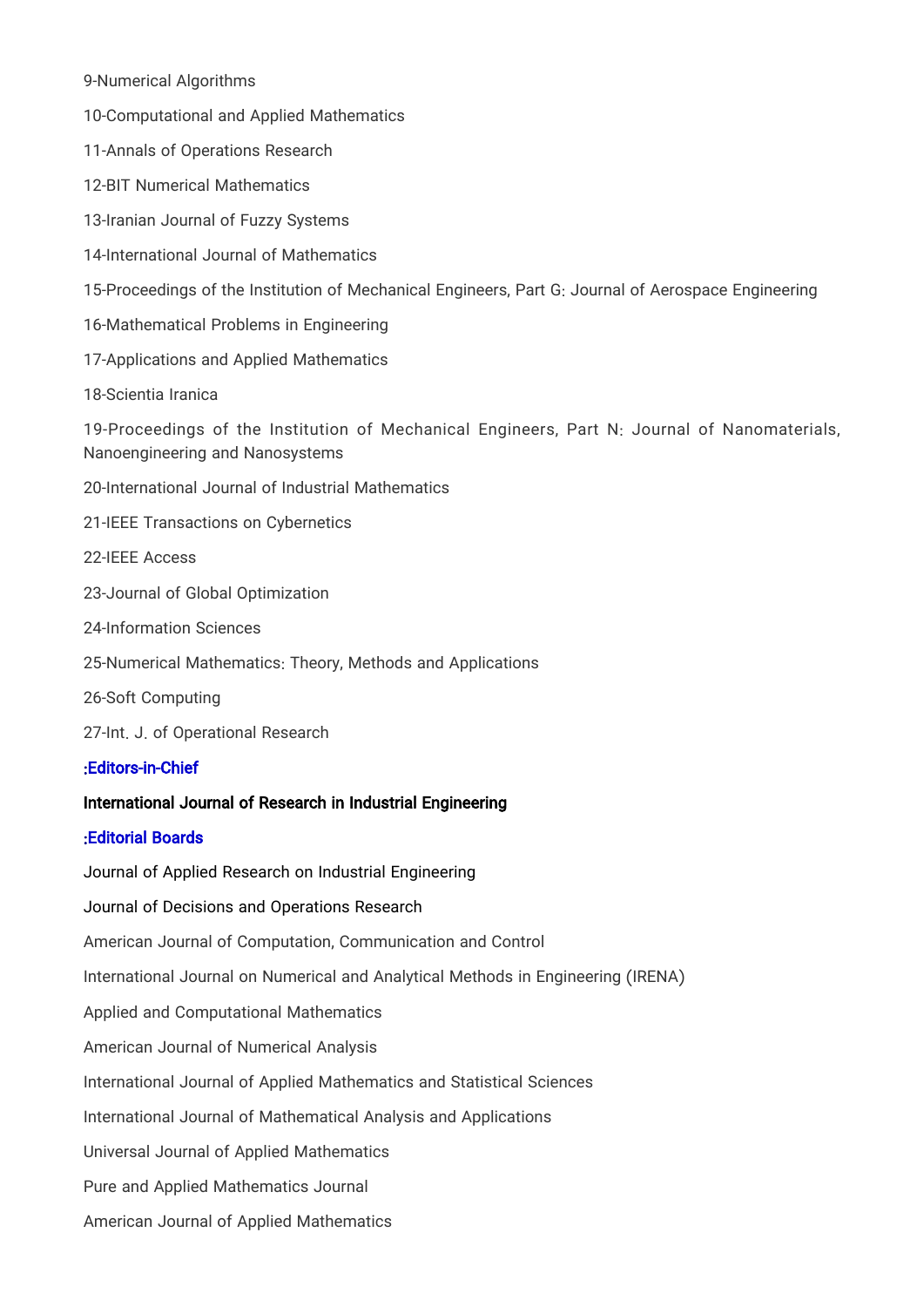9-Numerical Algorithms

10-Computational and Applied Mathematics

11-Annals of Operations Research

12-BIT Numerical Mathematics

13-Iranian Journal of Fuzzy Systems

14-International Journal of Mathematics

15-Proceedings of the Institution of Mechanical Engineers, Part G: Journal of Aerospace Engineering

16-Mathematical Problems in Engineering

17-Applications and Applied Mathematics

18-Scientia Iranica

19-Proceedings of the Institution of Mechanical Engineers, Part N: Journal of Nanomaterials, Nanoengineering and Nanosystems

20-International Journal of Industrial Mathematics

21-IEEE Transactions on Cybernetics

22-IEEE Access

23-Journal of Global Optimization

24-Information Sciences

25-Numerical Mathematics: Theory, Methods and Applications

26-Soft Computing

27-Int. J. of Operational Research

**:Editors-in-Chief**

**International Journal of Research in Industrial Engineering**

**:Editorial Boards**

Journal of Applied Research on Industrial Engineering

Journal of Decisions and Operations Research

American Journal of Computation, Communication and Control

International Journal on Numerical and Analytical Methods in Engineering (IRENA)

Applied and Computational Mathematics

American Journal of Numerical Analysis

International Journal of Applied Mathematics and Statistical Sciences

International Journal of Mathematical Analysis and Applications

Universal Journal of Applied Mathematics

Pure and Applied Mathematics Journal

American Journal of Applied Mathematics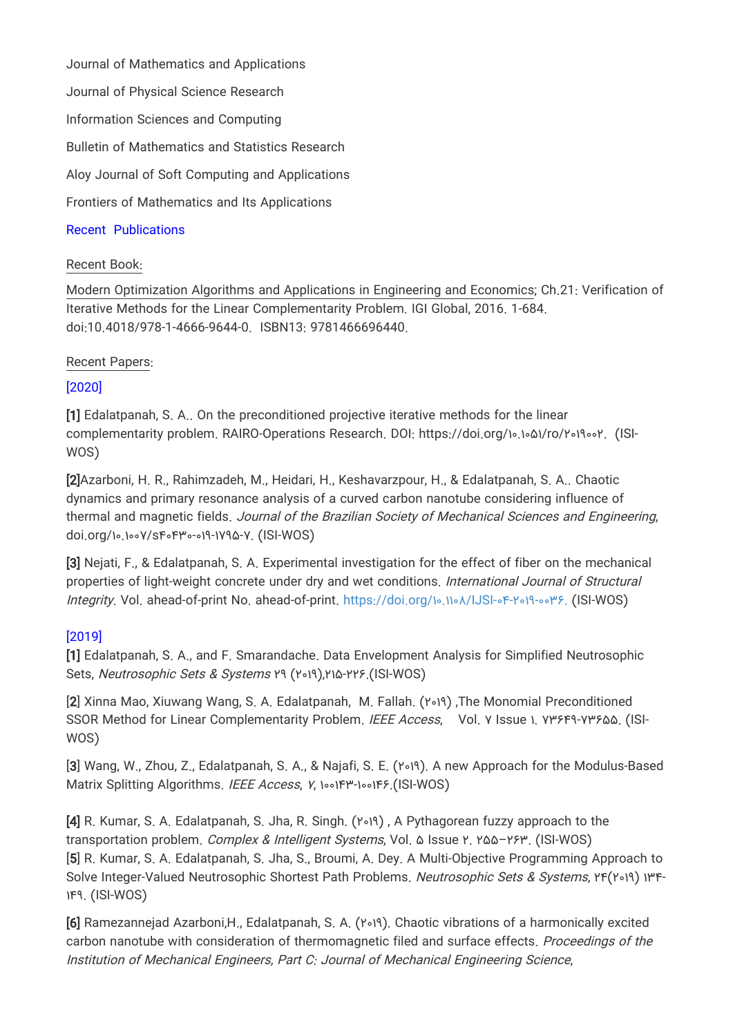Journal of Mathematics and Applications

Journal of Physical Science Research

Information Sciences and Computing

Bulletin of Mathematics and Statistics Research

Aloy Journal of Soft Computing and Applications

Frontiers of Mathematics and Its Applications

Recent Publications

Recent Book:

Modern Optimization Algorithms and Applications in Engineering and Economics; Ch.21: Verification of Iterative Methods for the Linear Complementarity Problem. IGI Global, 2016. 1-684. doi:10.4018/978-1-4666-9644-0. ISBN13: 9781466696440.

Recent Papers:

[2020]

**[1]** Edalatpanah, S. A.. On the preconditioned projective iterative methods for the linear complementarity problem. RAIRO-Operations Research. DOI: https://doi.org/۱۰.۱۰۵۱/ro/۲۰۱۹۰۰۲. (ISI-WOS)

**[2]**Azarboni, H. R., Rahimzadeh, M., Heidari, H., Keshavarzpour, H., & Edalatpanah, S. A.. Chaotic dynamics and primary resonance analysis of a curved carbon nanotube considering influence of thermal and magnetic fields. *Journal of the Brazilian Society of Mechanical Sciences and Engineering*, doi.org/۱۰.۱۰۰۷/s۴۰۴۳۰-۰۱۹-۱۷۹۵-۷. (ISI-WOS)

**[3]** Nejati, F., & Edalatpanah, S. A. Experimental investigation for the effect of fiber on the mechanical properties of light-weight concrete under dry and wet conditions. *International Journal of Structural Integrity*. Vol. ahead-of-print No. ahead-of-print. https://doi.org/۱۰.۱۱۰۸/IJSI-۰۴-۲۰۱۹-۰۰۳۶. (ISI-WOS)

[2019]

**[1]** Edalatpanah, S. A., and F. Smarandache. Data Envelopment Analysis for Simplified Neutrosophic Sets, *Neutrosophic Sets & Systems* ۲۹ (۲۰۱۹),۲۱۵-۲۲۶.(ISI-WOS)

**[2]** Xinna Mao, Xiuwang Wang, S. A. Edalatpanah, M. Fallah. (۲۰۱۹) ,The Monomial Preconditioned SSOR Method for Linear Complementarity Problem. *IEEE Access*, Vol. ۷ Issue ۱. ۷۳۶۴۹-۷۳۶۵۵. (ISI-WOS)

**[3]** Wang, W., Zhou, Z., Edalatpanah, S. A., & Najafi, S. E. (۲۰۱۹). A new Approach for the Modulus-Based Matrix Splitting Algorithms. *IEEE Access*, *۷*, ۱۰۰۱۴۳-۱۰۰۱۴۶.(ISI-WOS)

**[4]** R. Kumar, S. A. Edalatpanah, S. Jha, R. Singh. (۲۰۱۹) , A Pythagorean fuzzy approach to the transportation problem. *Complex & Intelligent Systems*, Vol. ۵ Issue ۲. ۲۵۵–۲۶۳. (ISI-WOS)

**[5]** R. Kumar, S. A. Edalatpanah, S. Jha, S., Broumi, A. Dey. A Multi-Objective Programming Approach to Solve Integer-Valued Neutrosophic Shortest Path Problems. *Neutrosophic Sets & Systems*, ۲۴(۲۰۱۹) ۱۳۴-۱۴۹. (ISI-WOS)

**[6]** Ramezannejad Azarboni,H., Edalatpanah, S. A. (۲۰۱۹). Chaotic vibrations of a harmonically excited carbon nanotube with consideration of thermomagnetic filed and surface effects. *Proceedings of the Institution of Mechanical Engineers, Part C: Journal of Mechanical Engineering Science*,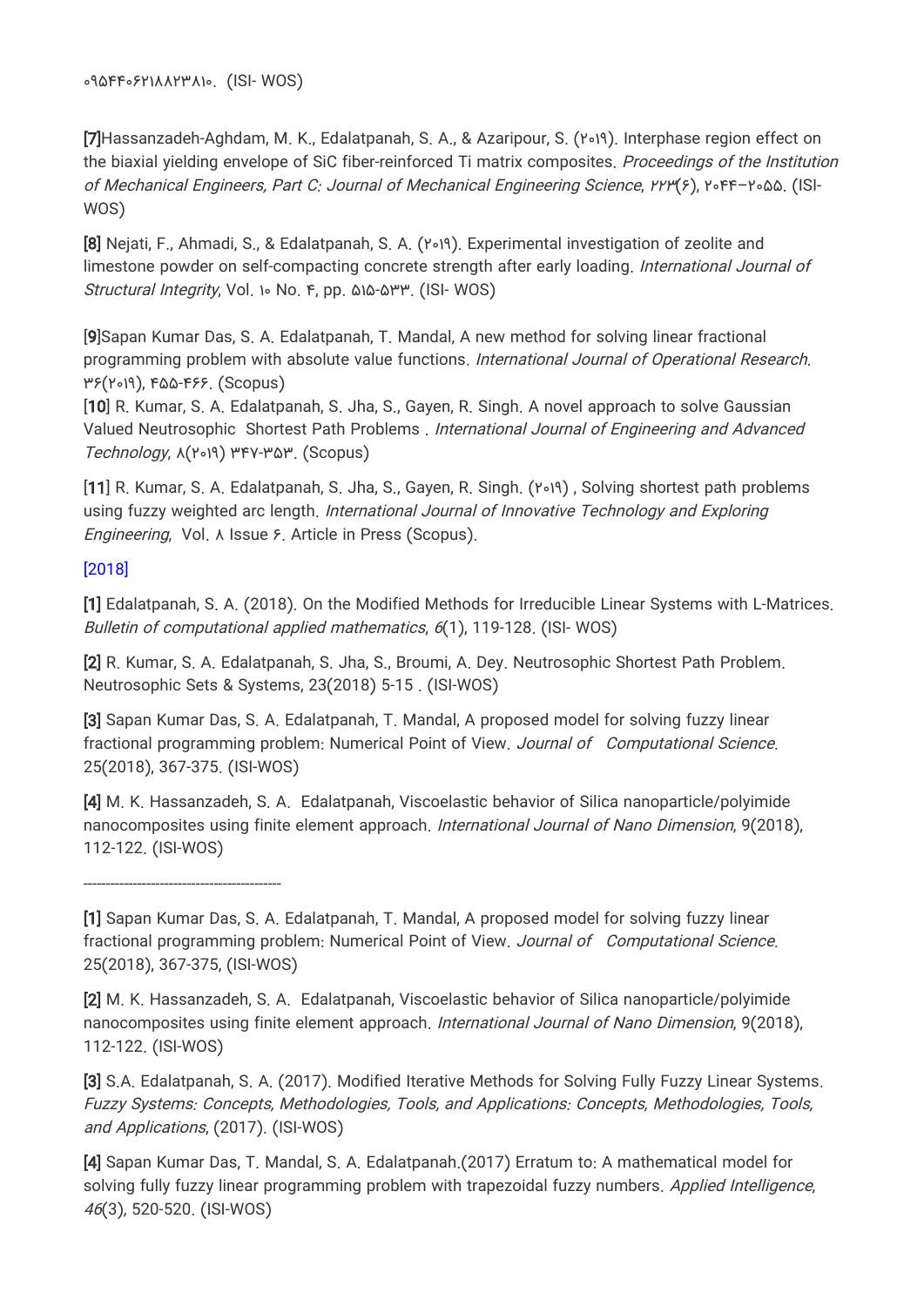۰۹۵۴۴۰۶۲۱۸۸۲۳۸۱۰. (ISI- WOS)

[7]Hassanzadeh-Aghdam, M. K., Edalatpanah, S. A., & Azaripour, S. (۲۰۱۹). Interphase region effect on the biaxial yielding envelope of SiC fiber-reinforced Ti matrix composites. *Proceedings of the Institution of Mechanical Engineers, Part C: Journal of Mechanical Engineering Science*, ۲۲۳(۶), ۲۰۴۴–۲۰۵۵. (ISI-WOS)

[8] Nejati, F., Ahmadi, S., & Edalatpanah, S. A. (۲۰۱۹). Experimental investigation of zeolite and limestone powder on self-compacting concrete strength after early loading. *International Journal of Structural Integrity*, Vol. ۱۰ No. ۴, pp. ۵۱۵-۵۳۳. (ISI- WOS)

[9]Sapan Kumar Das, S. A. Edalatpanah, T. Mandal, A new method for solving linear fractional programming problem with absolute value functions. *International Journal of Operational Research*. ۳۶(۲۰۱۹), ۴۵۵-۴۶۶. (Scopus)

[10] R. Kumar, S. A. Edalatpanah, S. Jha, S., Gayen, R. Singh. A novel approach to solve Gaussian Valued Neutrosophic Shortest Path Problems . *International Journal of Engineering and Advanced Technology*, ۸(۲۰۱۹) ۳۴۷-۳۵۳. (Scopus)

[11] R. Kumar, S. A. Edalatpanah, S. Jha, S., Gayen, R. Singh. (۲۰۱۹) , Solving shortest path problems using fuzzy weighted arc length. *International Journal of Innovative Technology and Exploring Engineering*, Vol. ۸ Issue ۶. Article in Press (Scopus).

[2018]

[1] Edalatpanah, S. A. (2018). On the Modified Methods for Irreducible Linear Systems with L-Matrices. *Bulletin of computational applied mathematics*, *6*(1), 119-128. (ISI- WOS)

[2] R. Kumar, S. A. Edalatpanah, S. Jha, S., Broumi, A. Dey. Neutrosophic Shortest Path Problem. Neutrosophic Sets & Systems, 23(2018) 5-15 . (ISI-WOS)

[3] Sapan Kumar Das, S. A. Edalatpanah, T. Mandal, A proposed model for solving fuzzy linear fractional programming problem: Numerical Point of View. *Journal of Computational Science*. 25(2018), 367-375. (ISI-WOS)

[4] M. K. Hassanzadeh, S. A. Edalatpanah, Viscoelastic behavior of Silica nanoparticle/polyimide nanocomposites using finite element approach. *International Journal of Nano Dimension*, 9(2018), 112-122. (ISI-WOS)

---

[1] Sapan Kumar Das, S. A. Edalatpanah, T. Mandal, A proposed model for solving fuzzy linear fractional programming problem: Numerical Point of View. *Journal of Computational Science*. 25(2018), 367-375, (ISI-WOS)

[2] M. K. Hassanzadeh, S. A. Edalatpanah, Viscoelastic behavior of Silica nanoparticle/polyimide nanocomposites using finite element approach. *International Journal of Nano Dimension*, 9(2018), 112-122. (ISI-WOS)

[3] S.A. Edalatpanah, S. A. (2017). Modified Iterative Methods for Solving Fully Fuzzy Linear Systems. *Fuzzy Systems: Concepts, Methodologies, Tools, and Applications: Concepts, Methodologies, Tools, and Applications*, (2017). (ISI-WOS)

[4] Sapan Kumar Das, T. Mandal, S. A. Edalatpanah.(2017) Erratum to: A mathematical model for solving fully fuzzy linear programming problem with trapezoidal fuzzy numbers. *Applied Intelligence*, *46*(3), 520-520. (ISI-WOS)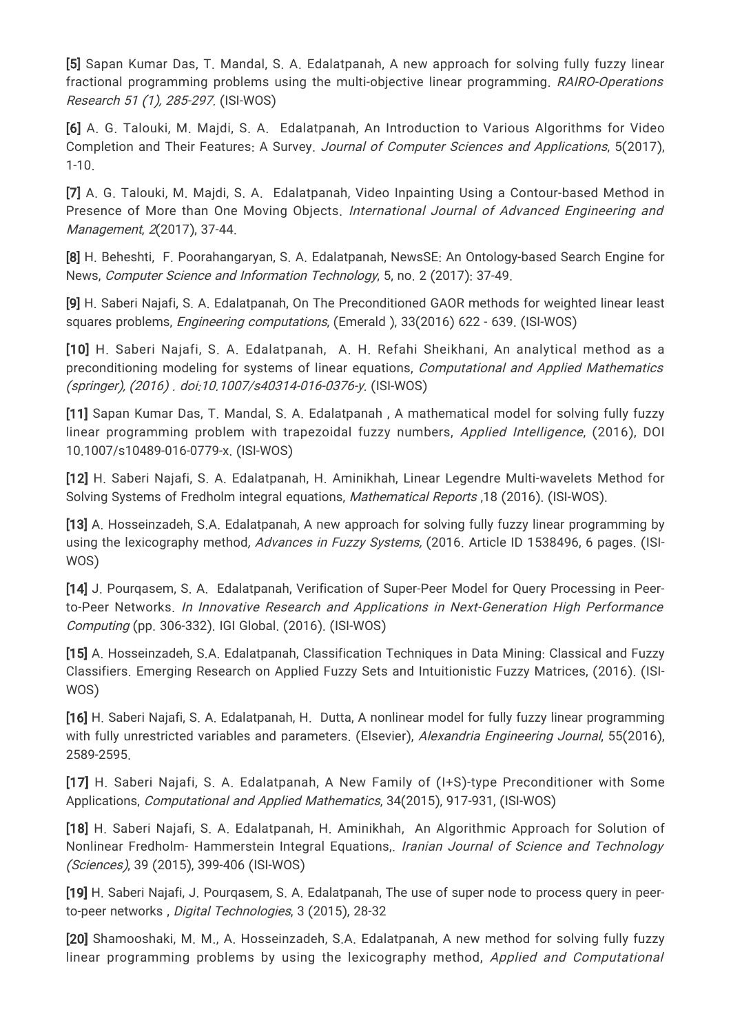**[5]** Sapan Kumar Das, T. Mandal, S. A. Edalatpanah, A new approach for solving fully fuzzy linear fractional programming problems using the multi-objective linear programming. *RAIRO-Operations Research 51 (1), 285-297.* (ISI-WOS)

**[6]** A. G. Talouki, M. Majdi, S. A. Edalatpanah, An Introduction to Various Algorithms for Video Completion and Their Features: A Survey. *Journal of Computer Sciences and Applications*, 5(2017), 1-10.

**[7]** A. G. Talouki, M. Majdi, S. A. Edalatpanah, Video Inpainting Using a Contour-based Method in Presence of More than One Moving Objects. *International Journal of Advanced Engineering and Management*, *2*(2017), 37-44.

**[8]** H. Beheshti, F. Poorahangaryan, S. A. Edalatpanah, NewsSE: An Ontology-based Search Engine for News, *Computer Science and Information Technology*, 5, no. 2 (2017): 37-49.

**[9]** H. Saberi Najafi, S. A. Edalatpanah, On The Preconditioned GAOR methods for weighted linear least squares problems, *Engineering computations*, (Emerald ), 33(2016) 622 - 639. (ISI-WOS)

**[10]** H. Saberi Najafi, S. A. Edalatpanah, A. H. Refahi Sheikhani, An analytical method as a preconditioning modeling for systems of linear equations, *Computational and Applied Mathematics (springer), (2016) . doi:10.1007/s40314-016-0376-y*. (ISI-WOS)

**[11]** Sapan Kumar Das, T. Mandal, S. A. Edalatpanah , A mathematical model for solving fully fuzzy linear programming problem with trapezoidal fuzzy numbers, *Applied Intelligence*, (2016), DOI 10.1007/s10489-016-0779-x. (ISI-WOS)

**[12]** H. Saberi Najafi, S. A. Edalatpanah, H. Aminikhah, Linear Legendre Multi-wavelets Method for Solving Systems of Fredholm integral equations, *Mathematical Reports* ,18 (2016). (ISI-WOS).

**[13]** A. Hosseinzadeh, S.A. Edalatpanah, A new approach for solving fully fuzzy linear programming by using the lexicography method*, Advances in Fuzzy Systems,* (2016. Article ID 1538496, 6 pages. (ISI-WOS)

**[14]** J. Pourqasem, S. A. Edalatpanah, Verification of Super-Peer Model for Query Processing in Peer-to-Peer Networks. *In Innovative Research and Applications in Next-Generation High Performance Computing* (pp. 306-332). IGI Global. (2016). (ISI-WOS)

**[15]** A. Hosseinzadeh, S.A. Edalatpanah, Classification Techniques in Data Mining: Classical and Fuzzy Classifiers. Emerging Research on Applied Fuzzy Sets and Intuitionistic Fuzzy Matrices, (2016). (ISI-WOS)

**[16]** H. Saberi Najafi, S. A. Edalatpanah, H. Dutta, A nonlinear model for fully fuzzy linear programming with fully unrestricted variables and parameters. (Elsevier), *Alexandria Engineering Journal*, 55(2016), 2589-2595.

**[17]** H. Saberi Najafi, S. A. Edalatpanah, A New Family of (I+S)-type Preconditioner with Some Applications, *Computational and Applied Mathematics*, 34(2015), 917-931, (ISI-WOS)

**[18]** H. Saberi Najafi, S. A. Edalatpanah, H. Aminikhah, An Algorithmic Approach for Solution of Nonlinear Fredholm- Hammerstein Integral Equations,. *Iranian Journal of Science and Technology (Sciences)*, 39 (2015), 399-406 (ISI-WOS)

**[19]** H. Saberi Najafi, J. Pourqasem, S. A. Edalatpanah, The use of super node to process query in peer-to-peer networks , *Digital Technologies*, 3 (2015), 28-32

**[20]** Shamooshaki, M. M., A. Hosseinzadeh, S.A. Edalatpanah, A new method for solving fully fuzzy linear programming problems by using the lexicography method, *Applied and Computational*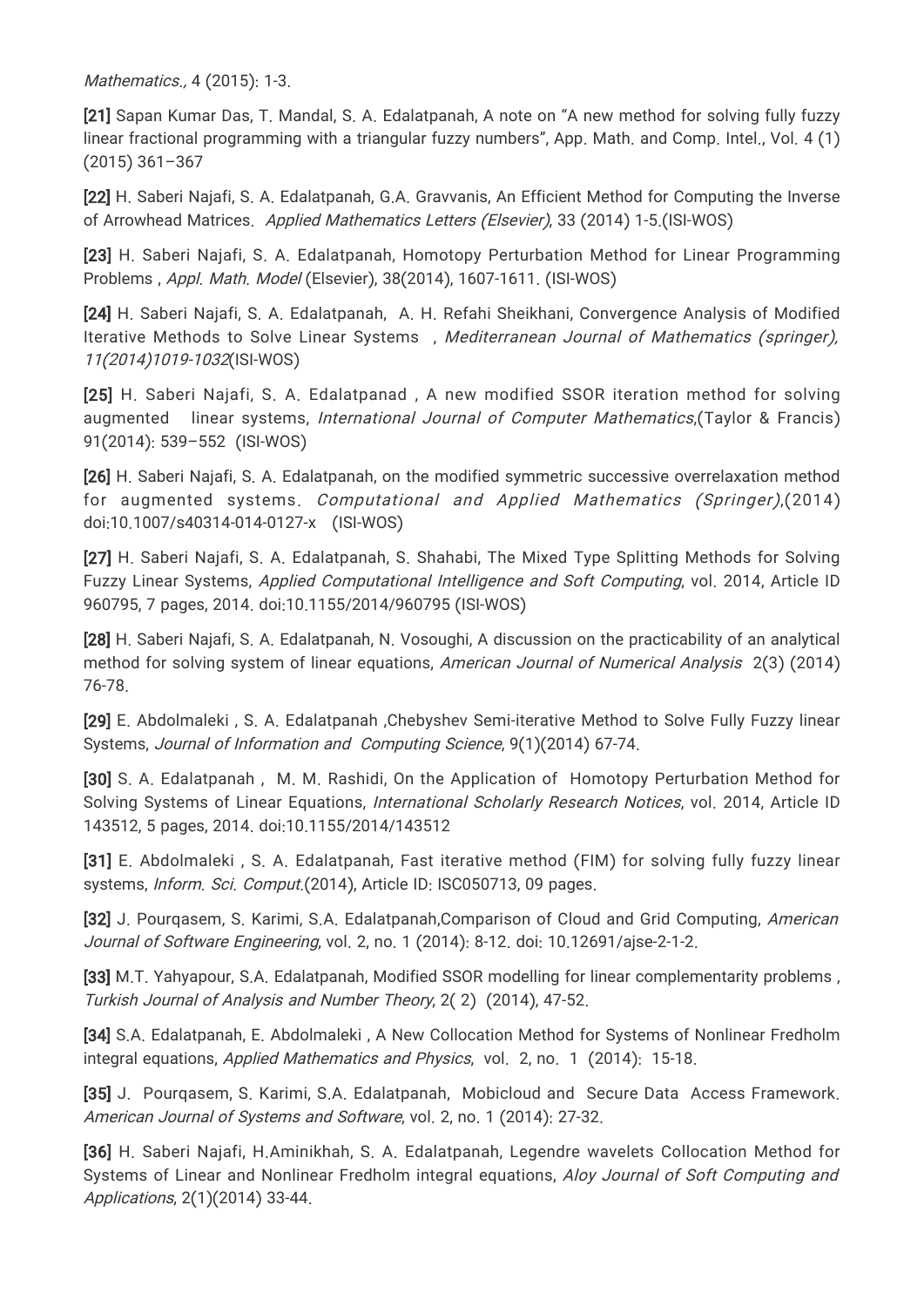*Mathematics.,* 4 (2015): 1-3.

**[21]** Sapan Kumar Das, T. Mandal, S. A. Edalatpanah, A note on "A new method for solving fully fuzzy linear fractional programming with a triangular fuzzy numbers", App. Math. and Comp. Intel., Vol. 4 (1) (2015) 361–367

**[22]** H. Saberi Najafi, S. A. Edalatpanah, G.A. Gravvanis, An Efficient Method for Computing the Inverse of Arrowhead Matrices. *Applied Mathematics Letters (Elsevier)*, 33 (2014) 1-5.(ISI-WOS)

**[23]** H. Saberi Najafi, S. A. Edalatpanah, Homotopy Perturbation Method for Linear Programming Problems , *Appl. Math. Model* (Elsevier), 38(2014), 1607-1611. (ISI-WOS)

**[24]** H. Saberi Najafi, S. A. Edalatpanah, A. H. Refahi Sheikhani, Convergence Analysis of Modified Iterative Methods to Solve Linear Systems , *Mediterranean Journal of Mathematics (springer), 11(2014)1019-1032*(ISI-WOS)

**[25]** H. Saberi Najafi, S. A. Edalatpanad , A new modified SSOR iteration method for solving augmented linear systems, *International Journal of Computer Mathematics*,(Taylor & Francis) 91(2014): 539–552 (ISI-WOS)

**[26]** H. Saberi Najafi, S. A. Edalatpanah, on the modified symmetric successive overrelaxation method for augmented systems. *Computational and Applied Mathematics (Springer)*,(2014) doi:10.1007/s40314-014-0127-x (ISI-WOS)

**[27]** H. Saberi Najafi, S. A. Edalatpanah, S. Shahabi, The Mixed Type Splitting Methods for Solving Fuzzy Linear Systems, *Applied Computational Intelligence and Soft Computing*, vol. 2014, Article ID 960795, 7 pages, 2014. doi:10.1155/2014/960795 (ISI-WOS)

**[28]** H. Saberi Najafi, S. A. Edalatpanah, N. Vosoughi, A discussion on the practicability of an analytical method for solving system of linear equations, *American Journal of Numerical Analysis* 2(3) (2014) 76-78.

**[29]** E. Abdolmaleki , S. A. Edalatpanah ,Chebyshev Semi-iterative Method to Solve Fully Fuzzy linear Systems, *Journal of Information and Computing Science*, 9(1)(2014) 67-74.

**[30]** S. A. Edalatpanah , M. M. Rashidi, On the Application of Homotopy Perturbation Method for Solving Systems of Linear Equations, *International Scholarly Research Notices*, vol. 2014, Article ID 143512, 5 pages, 2014. doi:10.1155/2014/143512

**[31]** E. Abdolmaleki , S. A. Edalatpanah, Fast iterative method (FIM) for solving fully fuzzy linear systems, *Inform. Sci. Comput*.(2014), Article ID: ISC050713, 09 pages.

**[32]** J. Pourqasem, S. Karimi, S.A. Edalatpanah,Comparison of Cloud and Grid Computing, *American Journal of Software Engineering*, vol. 2, no. 1 (2014): 8-12. doi: 10.12691/ajse-2-1-2.

**[33]** M.T. Yahyapour, S.A. Edalatpanah, Modified SSOR modelling for linear complementarity problems , *Turkish Journal of Analysis and Number Theory*, 2( 2) (2014), 47-52.

**[34]** S.A. Edalatpanah, E. Abdolmaleki , A New Collocation Method for Systems of Nonlinear Fredholm integral equations, *Applied Mathematics and Physics*, vol. 2, no. 1 (2014): 15-18.

**[35]** J. Pourqasem, S. Karimi, S.A. Edalatpanah, Mobicloud and Secure Data Access Framework. *American Journal of Systems and Software*, vol. 2, no. 1 (2014): 27-32.

**[36]** H. Saberi Najafi, H.Aminikhah, S. A. Edalatpanah, Legendre wavelets Collocation Method for Systems of Linear and Nonlinear Fredholm integral equations, *Aloy Journal of Soft Computing and Applications*, 2(1)(2014) 33-44.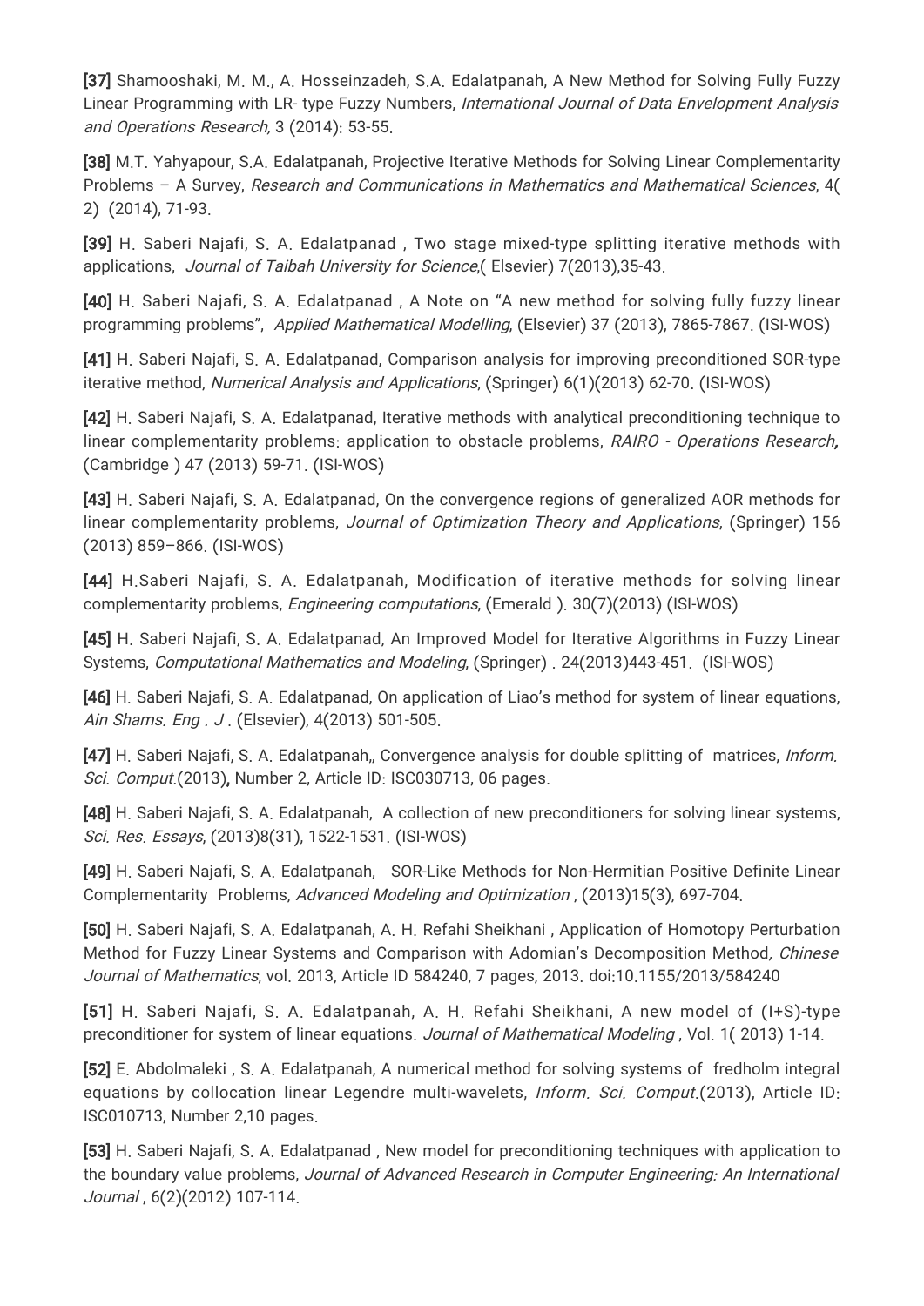**[37]** Shamooshaki, M. M., A. Hosseinzadeh, S.A. Edalatpanah, A New Method for Solving Fully Fuzzy Linear Programming with LR- type Fuzzy Numbers, *International Journal of Data Envelopment Analysis and Operations Research,* 3 (2014): 53-55.

**[38]** M.T. Yahyapour, S.A. Edalatpanah, Projective Iterative Methods for Solving Linear Complementarity Problems – A Survey, *Research and Communications in Mathematics and Mathematical Sciences*, 4( 2) (2014), 71-93.

**[39]** H. Saberi Najafi, S. A. Edalatpanad , Two stage mixed-type splitting iterative methods with applications, *Journal of Taibah University for Science*,( Elsevier) 7(2013),35-43.

**[40]** H. Saberi Najafi, S. A. Edalatpanad , A Note on "A new method for solving fully fuzzy linear programming problems", *Applied Mathematical Modelling*, (Elsevier) 37 (2013), 7865-7867. (ISI-WOS)

**[41]** H. Saberi Najafi, S. A. Edalatpanad, Comparison analysis for improving preconditioned SOR-type iterative method, *Numerical Analysis and Applications*, (Springer) 6(1)(2013) 62-70. (ISI-WOS)

**[42]** H. Saberi Najafi, S. A. Edalatpanad, Iterative methods with analytical preconditioning technique to linear complementarity problems: application to obstacle problems, *RAIRO - Operations Research***,** (Cambridge ) 47 (2013) 59-71. (ISI-WOS)

**[43]** H. Saberi Najafi, S. A. Edalatpanad, On the convergence regions of generalized AOR methods for linear complementarity problems, *Journal of Optimization Theory and Applications*, (Springer) 156 (2013) 859–866. (ISI-WOS)

**[44]** H.Saberi Najafi, S. A. Edalatpanah, Modification of iterative methods for solving linear complementarity problems, *Engineering computations*, (Emerald ). 30(7)(2013) (ISI-WOS)

**[45]** H. Saberi Najafi, S. A. Edalatpanad, An Improved Model for Iterative Algorithms in Fuzzy Linear Systems, *Computational Mathematics and Modeling*, (Springer) . 24(2013)443-451. (ISI-WOS)

**[46]** H. Saberi Najafi, S. A. Edalatpanad, On application of Liao's method for system of linear equations, *Ain Shams. Eng . J* . (Elsevier), 4(2013) 501-505.

**[47]** H. Saberi Najafi, S. A. Edalatpanah,, Convergence analysis for double splitting of matrices, *Inform. Sci. Comput*.(2013)**,** Number 2, Article ID: ISC030713, 06 pages.

**[48]** H. Saberi Najafi, S. A. Edalatpanah, A collection of new preconditioners for solving linear systems, *Sci. Res. Essays*, (2013)8(31), 1522-1531. (ISI-WOS)

**[49]** H. Saberi Najafi, S. A. Edalatpanah, SOR-Like Methods for Non-Hermitian Positive Definite Linear Complementarity Problems, *Advanced Modeling and Optimization* , (2013)15(3), 697-704.

**[50]** H. Saberi Najafi, S. A. Edalatpanah, A. H. Refahi Sheikhani , Application of Homotopy Perturbation Method for Fuzzy Linear Systems and Comparison with Adomian's Decomposition Method*, Chinese Journal of Mathematics*, vol. 2013, Article ID 584240, 7 pages, 2013. doi:10.1155/2013/584240

**[51]** H. Saberi Najafi, S. A. Edalatpanah, A. H. Refahi Sheikhani, A new model of (I+S)-type preconditioner for system of linear equations. *Journal of Mathematical Modeling* , Vol. 1( 2013) 1-14.

**[52]** E. Abdolmaleki , S. A. Edalatpanah, A numerical method for solving systems of fredholm integral equations by collocation linear Legendre multi-wavelets, *Inform. Sci. Comput*.(2013), Article ID: ISC010713, Number 2,10 pages.

**[53]** H. Saberi Najafi, S. A. Edalatpanad , New model for preconditioning techniques with application to the boundary value problems, *Journal of Advanced Research in Computer Engineering: An International Journal* , 6(2)(2012) 107-114.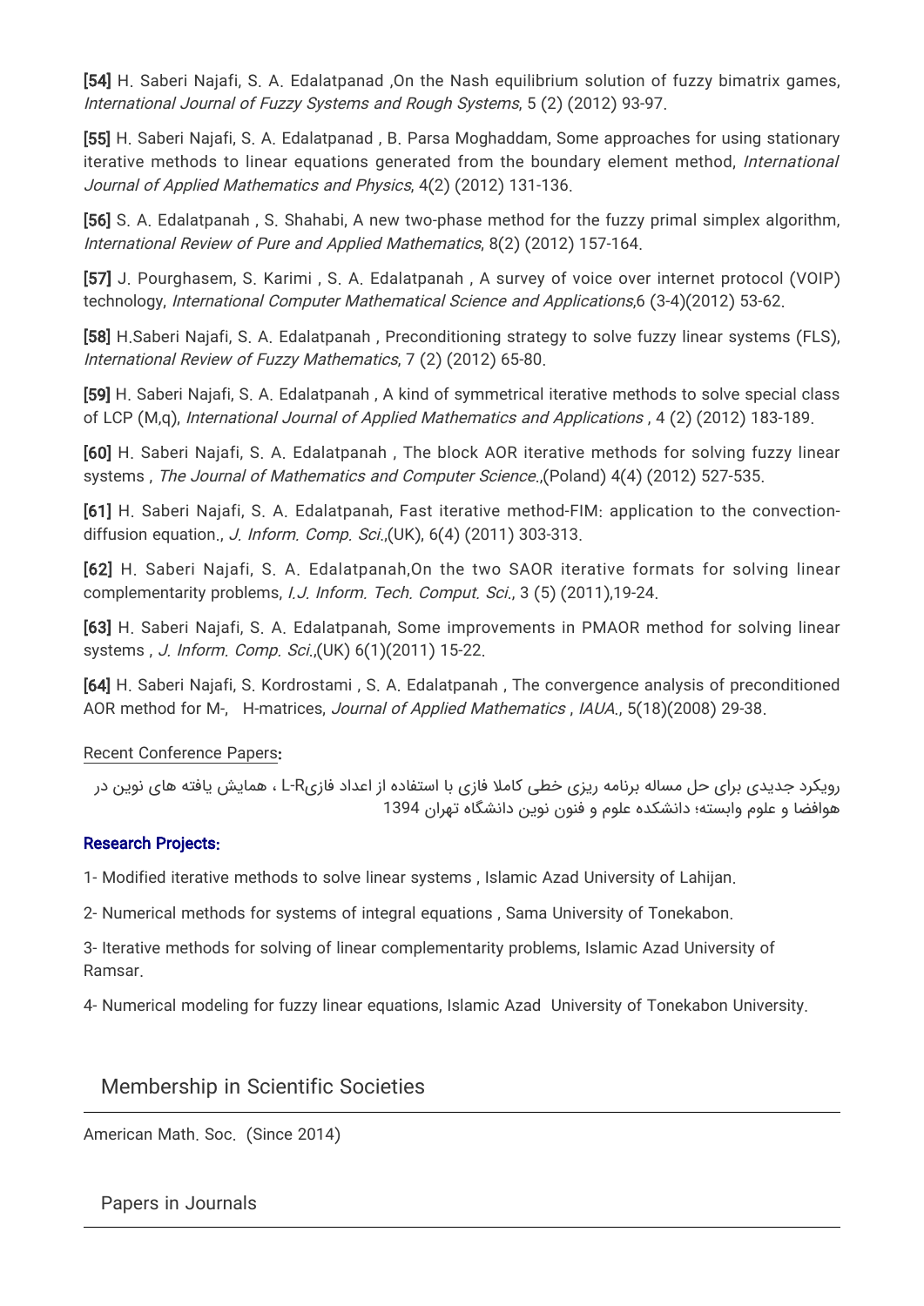**[54]** H. Saberi Najafi, S. A. Edalatpanad ,On the Nash equilibrium solution of fuzzy bimatrix games, *International Journal of Fuzzy Systems and Rough Systems*, 5 (2) (2012) 93-97.

**[55]** H. Saberi Najafi, S. A. Edalatpanad , B. Parsa Moghaddam, Some approaches for using stationary iterative methods to linear equations generated from the boundary element method, *International Journal of Applied Mathematics and Physics*, 4(2) (2012) 131-136.

**[56]** S. A. Edalatpanah , S. Shahabi, A new two-phase method for the fuzzy primal simplex algorithm, *International Review of Pure and Applied Mathematics*, 8(2) (2012) 157-164.

**[57]** J. Pourghasem, S. Karimi , S. A. Edalatpanah , A survey of voice over internet protocol (VOIP) technology, *International Computer Mathematical Science and Applications*,6 (3-4)(2012) 53-62.

**[58]** H.Saberi Najafi, S. A. Edalatpanah , Preconditioning strategy to solve fuzzy linear systems (FLS), *International Review of Fuzzy Mathematics*, 7 (2) (2012) 65-80.

**[59]** H. Saberi Najafi, S. A. Edalatpanah , A kind of symmetrical iterative methods to solve special class of LCP (M,q), *International Journal of Applied Mathematics and Applications* , 4 (2) (2012) 183-189.

**[60]** H. Saberi Najafi, S. A. Edalatpanah , The block AOR iterative methods for solving fuzzy linear systems , *The Journal of Mathematics and Computer Science.*,(Poland) 4(4) (2012) 527-535.

**[61]** H. Saberi Najafi, S. A. Edalatpanah, Fast iterative method-FIM: application to the convection-diffusion equation., *J. Inform. Comp. Sci.*,(UK), 6(4) (2011) 303-313.

**[62]** H. Saberi Najafi, S. A. Edalatpanah,On the two SAOR iterative formats for solving linear complementarity problems, *I.J. Inform. Tech. Comput. Sci.*, 3 (5) (2011),19-24.

**[63]** H. Saberi Najafi, S. A. Edalatpanah, Some improvements in PMAOR method for solving linear systems , *J. Inform. Comp. Sci.*,(UK) 6(1)(2011) 15-22.

**[64]** H. Saberi Najafi, S. Kordrostami , S. A. Edalatpanah , The convergence analysis of preconditioned AOR method for M-, H-matrices, *Journal of Applied Mathematics* , *IAUA.*, 5(18)(2008) 29-38.

Recent Conference Papers**:**

رویکرد جدیدی برای حل مساله برنامه ریزی خطی کاملا فازی با استفاده از اعداد فازیL-R ، همایش یافته های نوین در هوافضا و علوم وابسته؛ دانشکده علوم و فنون نوین دانشگاه تهران 1394

**Research Projects:**

1- Modified iterative methods to solve linear systems , Islamic Azad University of Lahijan.

2- Numerical methods for systems of integral equations , Sama University of Tonekabon.

3- Iterative methods for solving of linear complementarity problems, Islamic Azad University of Ramsar.

4- Numerical modeling for fuzzy linear equations, Islamic Azad University of Tonekabon University.

## Membership in Scientific Societies

American Math. Soc. (Since 2014)

## Papers in Journals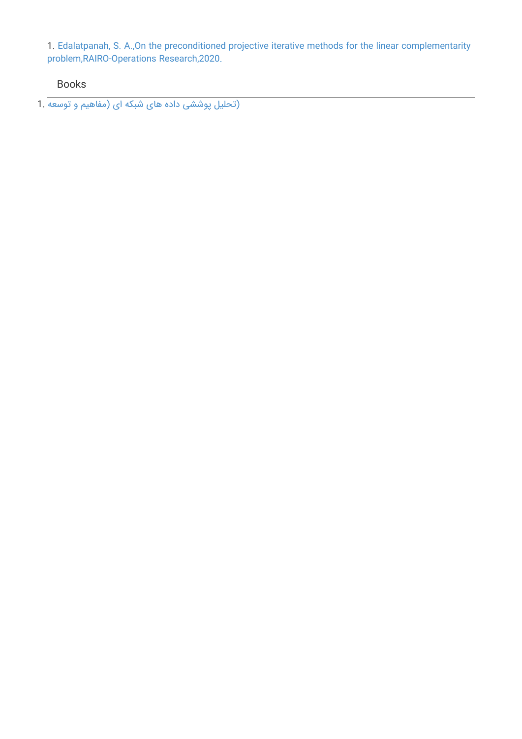1. Edalatpanah, S. A.,On the preconditioned projective iterative methods for the linear complementarity problem,RAIRO-Operations Research,2020.

## Books

1. تحلیل پوششی داده های شبکه ای (مفاهیم و توسعه)